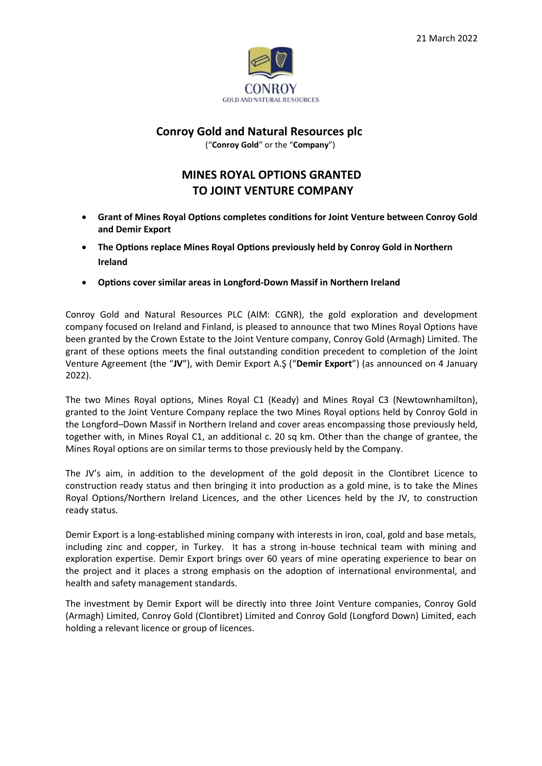21 March 2022

CONROY
GOLD AND NATURAL RESOURCES

# Conroy Gold and Natural Resources plc

("**Conroy Gold**" or the "**Company**")

## MINES ROYAL OPTIONS GRANTED TO JOINT VENTURE COMPANY

- **Grant of Mines Royal Options completes conditions for Joint Venture between Conroy Gold and Demir Export**
- **The Options replace Mines Royal Options previously held by Conroy Gold in Northern Ireland**
- **Options cover similar areas in Longford-Down Massif in Northern Ireland**

Conroy Gold and Natural Resources PLC (AIM: CGNR), the gold exploration and development company focused on Ireland and Finland, is pleased to announce that two Mines Royal Options have been granted by the Crown Estate to the Joint Venture company, Conroy Gold (Armagh) Limited. The grant of these options meets the final outstanding condition precedent to completion of the Joint Venture Agreement (the "**JV**"), with Demir Export A.Ş ("**Demir Export**") (as announced on 4 January 2022).

The two Mines Royal options, Mines Royal C1 (Keady) and Mines Royal C3 (Newtownhamilton), granted to the Joint Venture Company replace the two Mines Royal options held by Conroy Gold in the Longford–Down Massif in Northern Ireland and cover areas encompassing those previously held, together with, in Mines Royal C1, an additional c. 20 sq km. Other than the change of grantee, the Mines Royal options are on similar terms to those previously held by the Company.

The JV's aim, in addition to the development of the gold deposit in the Clontibret Licence to construction ready status and then bringing it into production as a gold mine, is to take the Mines Royal Options/Northern Ireland Licences, and the other Licences held by the JV, to construction ready status.

Demir Export is a long-established mining company with interests in iron, coal, gold and base metals, including zinc and copper, in Turkey. It has a strong in-house technical team with mining and exploration expertise. Demir Export brings over 60 years of mine operating experience to bear on the project and it places a strong emphasis on the adoption of international environmental, and health and safety management standards.

The investment by Demir Export will be directly into three Joint Venture companies, Conroy Gold (Armagh) Limited, Conroy Gold (Clontibret) Limited and Conroy Gold (Longford Down) Limited, each holding a relevant licence or group of licences.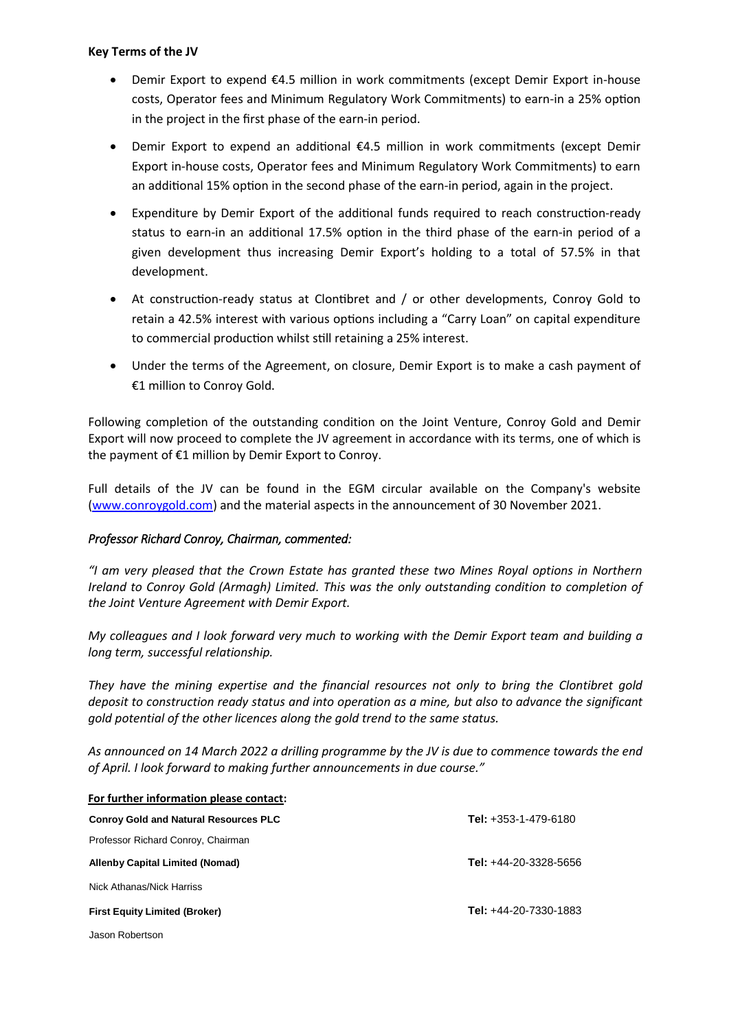**Key Terms of the JV**

- Demir Export to expend €4.5 million in work commitments (except Demir Export in-house costs, Operator fees and Minimum Regulatory Work Commitments) to earn-in a 25% option in the project in the first phase of the earn-in period.
- Demir Export to expend an additional €4.5 million in work commitments (except Demir Export in-house costs, Operator fees and Minimum Regulatory Work Commitments) to earn an additional 15% option in the second phase of the earn-in period, again in the project.
- Expenditure by Demir Export of the additional funds required to reach construction-ready status to earn-in an additional 17.5% option in the third phase of the earn-in period of a given development thus increasing Demir Export's holding to a total of 57.5% in that development.
- At construction-ready status at Clontibret and / or other developments, Conroy Gold to retain a 42.5% interest with various options including a "Carry Loan" on capital expenditure to commercial production whilst still retaining a 25% interest.
- Under the terms of the Agreement, on closure, Demir Export is to make a cash payment of €1 million to Conroy Gold.

Following completion of the outstanding condition on the Joint Venture, Conroy Gold and Demir Export will now proceed to complete the JV agreement in accordance with its terms, one of which is the payment of €1 million by Demir Export to Conroy.

Full details of the JV can be found in the EGM circular available on the Company's website ([www.conroygold.com](http://www.conroygold.com)) and the material aspects in the announcement of 30 November 2021.

*Professor Richard Conroy, Chairman, commented:*

*"I am very pleased that the Crown Estate has granted these two Mines Royal options in Northern Ireland to Conroy Gold (Armagh) Limited. This was the only outstanding condition to completion of the Joint Venture Agreement with Demir Export.*

*My colleagues and I look forward very much to working with the Demir Export team and building a long term, successful relationship.*

*They have the mining expertise and the financial resources not only to bring the Clontibret gold deposit to construction ready status and into operation as a mine, but also to advance the significant gold potential of the other licences along the gold trend to the same status.*

*As announced on 14 March 2022 a drilling programme by the JV is due to commence towards the end of April. I look forward to making further announcements in due course."*

**For further information please contact:**

| | |
|---|---|
| **Conroy Gold and Natural Resources PLC** | **Tel:** +353-1-479-6180 |
| Professor Richard Conroy, Chairman | |
| **Allenby Capital Limited (Nomad)** | **Tel:** +44-20-3328-5656 |
| Nick Athanas/Nick Harriss | |
| **First Equity Limited (Broker)** | **Tel:** +44-20-7330-1883 |
| Jason Robertson | |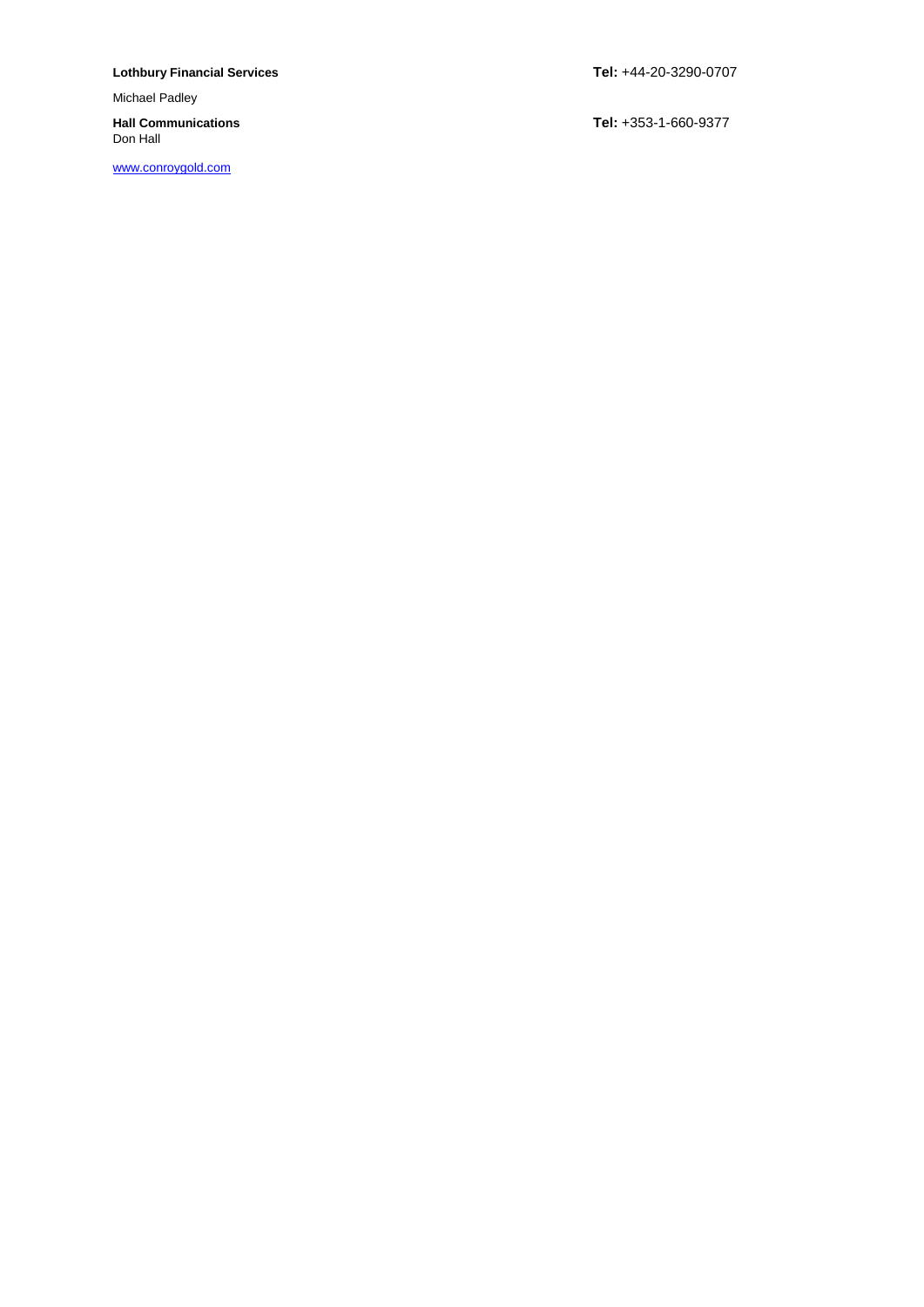**Lothbury Financial Services** **Tel:** +44-20-3290-0707

Michael Padley

**Hall Communications** **Tel:** +353-1-660-9377

Don Hall

[www.conroygold.com](http://www.conroygold.com)